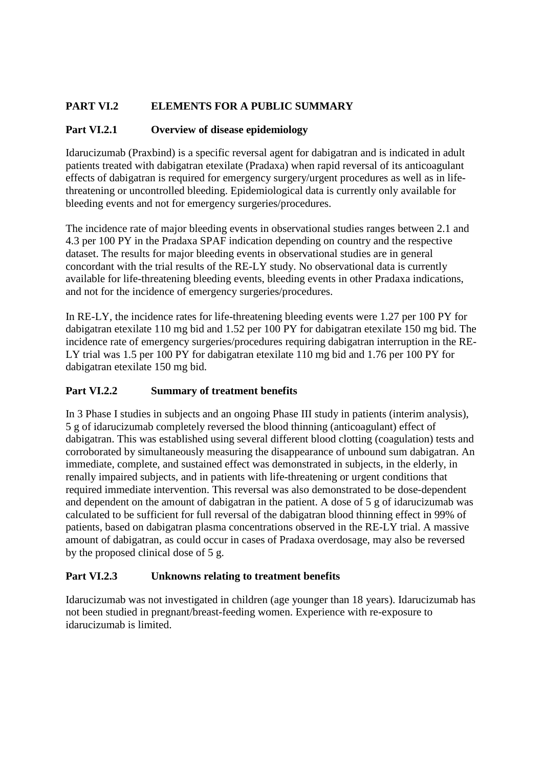## PART VI.2 ELEMENTS FOR A PUBLIC SUMMARY

### Part VI.2.1 Overview of disease epidemiology

Idarucizumab (Praxbind) is a specific reversal agent for dabigatran and is indicated in adult patients treated with dabigatran etexilate (Pradaxa) when rapid reversal of its anticoagulant effects of dabigatran is required for emergency surgery/urgent procedures as well as in life-threatening or uncontrolled bleeding. Epidemiological data is currently only available for bleeding events and not for emergency surgeries/procedures.

The incidence rate of major bleeding events in observational studies ranges between 2.1 and 4.3 per 100 PY in the Pradaxa SPAF indication depending on country and the respective dataset. The results for major bleeding events in observational studies are in general concordant with the trial results of the RE-LY study. No observational data is currently available for life-threatening bleeding events, bleeding events in other Pradaxa indications, and not for the incidence of emergency surgeries/procedures.

In RE-LY, the incidence rates for life-threatening bleeding events were 1.27 per 100 PY for dabigatran etexilate 110 mg bid and 1.52 per 100 PY for dabigatran etexilate 150 mg bid. The incidence rate of emergency surgeries/procedures requiring dabigatran interruption in the RE-LY trial was 1.5 per 100 PY for dabigatran etexilate 110 mg bid and 1.76 per 100 PY for dabigatran etexilate 150 mg bid.

### Part VI.2.2 Summary of treatment benefits

In 3 Phase I studies in subjects and an ongoing Phase III study in patients (interim analysis), 5 g of idarucizumab completely reversed the blood thinning (anticoagulant) effect of dabigatran. This was established using several different blood clotting (coagulation) tests and corroborated by simultaneously measuring the disappearance of unbound sum dabigatran. An immediate, complete, and sustained effect was demonstrated in subjects, in the elderly, in renally impaired subjects, and in patients with life-threatening or urgent conditions that required immediate intervention. This reversal was also demonstrated to be dose-dependent and dependent on the amount of dabigatran in the patient. A dose of 5 g of idarucizumab was calculated to be sufficient for full reversal of the dabigatran blood thinning effect in 99% of patients, based on dabigatran plasma concentrations observed in the RE-LY trial. A massive amount of dabigatran, as could occur in cases of Pradaxa overdosage, may also be reversed by the proposed clinical dose of 5 g.

### Part VI.2.3 Unknowns relating to treatment benefits

Idarucizumab was not investigated in children (age younger than 18 years). Idarucizumab has not been studied in pregnant/breast-feeding women. Experience with re-exposure to idarucizumab is limited.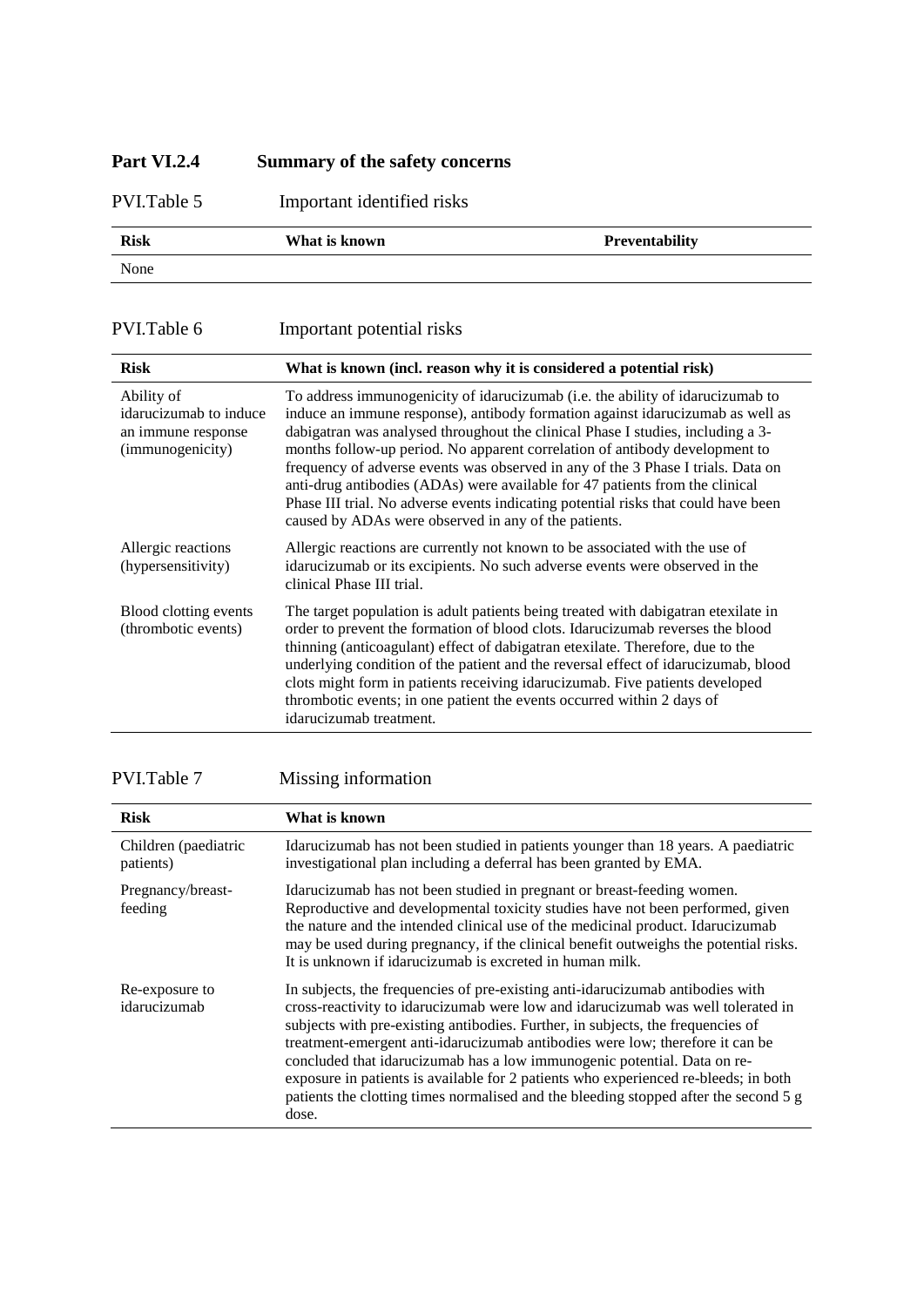## Part VI.2.4 Summary of the safety concerns

PVI.Table 5 Important identified risks

| Risk | What is known | Preventability |
|---|---|---|
| None | | |

PVI.Table 6 Important potential risks

| Risk | What is known (incl. reason why it is considered a potential risk) |
|---|---|
| Ability of idarucizumab to induce an immune response (immunogenicity) | To address immunogenicity of idarucizumab (i.e. the ability of idarucizumab to induce an immune response), antibody formation against idarucizumab as well as dabigatran was analysed throughout the clinical Phase I studies, including a 3-months follow-up period. No apparent correlation of antibody development to frequency of adverse events was observed in any of the 3 Phase I trials. Data on anti-drug antibodies (ADAs) were available for 47 patients from the clinical Phase III trial. No adverse events indicating potential risks that could have been caused by ADAs were observed in any of the patients. |
| Allergic reactions (hypersensitivity) | Allergic reactions are currently not known to be associated with the use of idarucizumab or its excipients. No such adverse events were observed in the clinical Phase III trial. |
| Blood clotting events (thrombotic events) | The target population is adult patients being treated with dabigatran etexilate in order to prevent the formation of blood clots. Idarucizumab reverses the blood thinning (anticoagulant) effect of dabigatran etexilate. Therefore, due to the underlying condition of the patient and the reversal effect of idarucizumab, blood clots might form in patients receiving idarucizumab. Five patients developed thrombotic events; in one patient the events occurred within 2 days of idarucizumab treatment. |

PVI.Table 7 Missing information

| Risk | What is known |
|---|---|
| Children (paediatric patients) | Idarucizumab has not been studied in patients younger than 18 years. A paediatric investigational plan including a deferral has been granted by EMA. |
| Pregnancy/breast-feeding | Idarucizumab has not been studied in pregnant or breast-feeding women. Reproductive and developmental toxicity studies have not been performed, given the nature and the intended clinical use of the medicinal product. Idarucizumab may be used during pregnancy, if the clinical benefit outweighs the potential risks. It is unknown if idarucizumab is excreted in human milk. |
| Re-exposure to idarucizumab | In subjects, the frequencies of pre-existing anti-idarucizumab antibodies with cross-reactivity to idarucizumab were low and idarucizumab was well tolerated in subjects with pre-existing antibodies. Further, in subjects, the frequencies of treatment-emergent anti-idarucizumab antibodies were low; therefore it can be concluded that idarucizumab has a low immunogenic potential. Data on re-exposure in patients is available for 2 patients who experienced re-bleeds; in both patients the clotting times normalised and the bleeding stopped after the second 5 g dose. |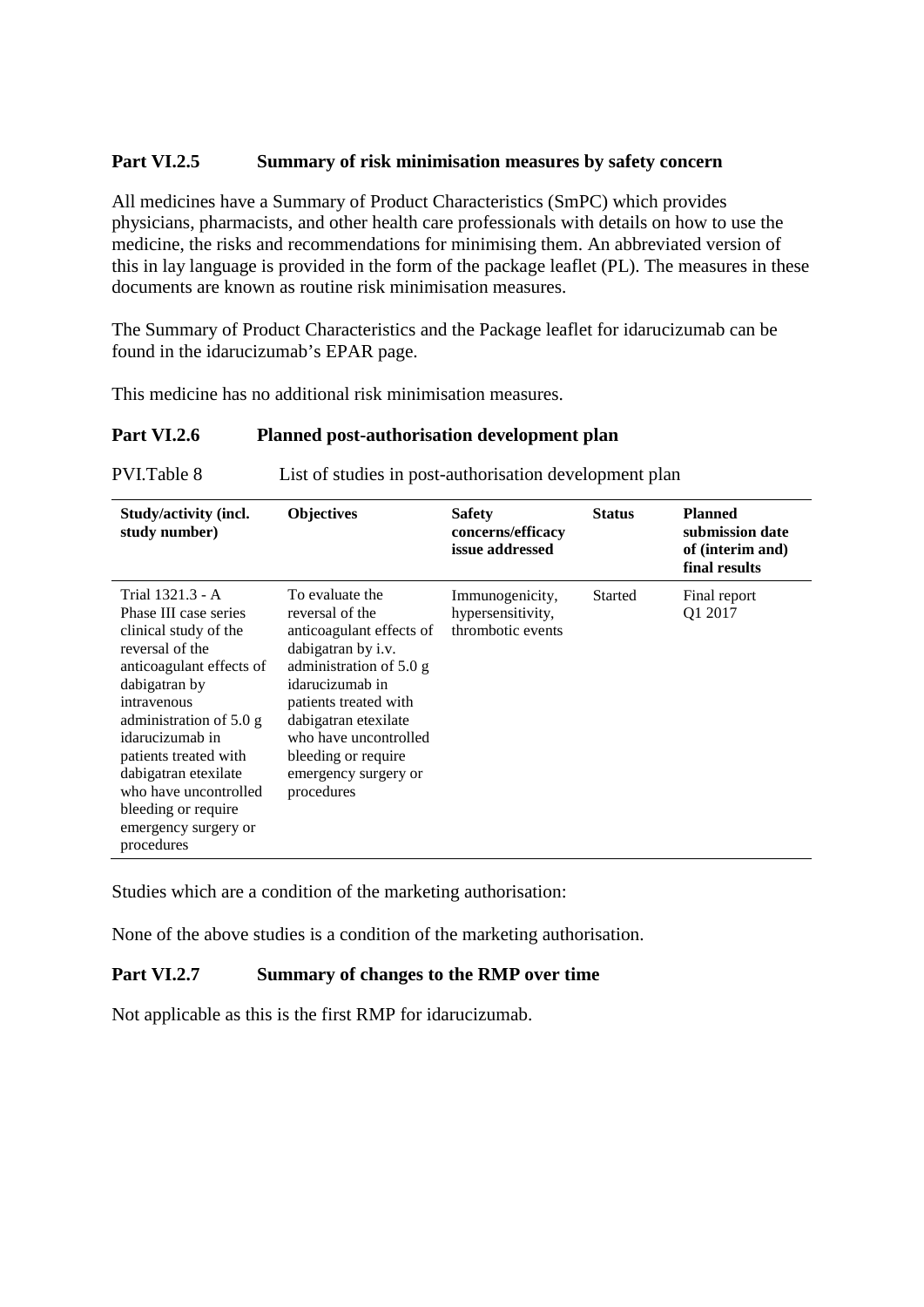## Part VI.2.5 Summary of risk minimisation measures by safety concern

All medicines have a Summary of Product Characteristics (SmPC) which provides physicians, pharmacists, and other health care professionals with details on how to use the medicine, the risks and recommendations for minimising them. An abbreviated version of this in lay language is provided in the form of the package leaflet (PL). The measures in these documents are known as routine risk minimisation measures.

The Summary of Product Characteristics and the Package leaflet for idarucizumab can be found in the idarucizumab's EPAR page.

This medicine has no additional risk minimisation measures.

## Part VI.2.6 Planned post-authorisation development plan

PVI.Table 8 List of studies in post-authorisation development plan

| Study/activity (incl. study number) | Objectives | Safety concerns/efficacy issue addressed | Status | Planned submission date of (interim and) final results |
|---|---|---|---|---|
| Trial 1321.3 - A Phase III case series clinical study of the reversal of the anticoagulant effects of dabigatran by intravenous administration of 5.0 g idarucizumab in patients treated with dabigatran etexilate who have uncontrolled bleeding or require emergency surgery or procedures | To evaluate the reversal of the anticoagulant effects of dabigatran by i.v. administration of 5.0 g idarucizumab in patients treated with dabigatran etexilate who have uncontrolled bleeding or require emergency surgery or procedures | Immunogenicity, hypersensitivity, thrombotic events | Started | Final report Q1 2017 |

Studies which are a condition of the marketing authorisation:

None of the above studies is a condition of the marketing authorisation.

## Part VI.2.7 Summary of changes to the RMP over time

Not applicable as this is the first RMP for idarucizumab.